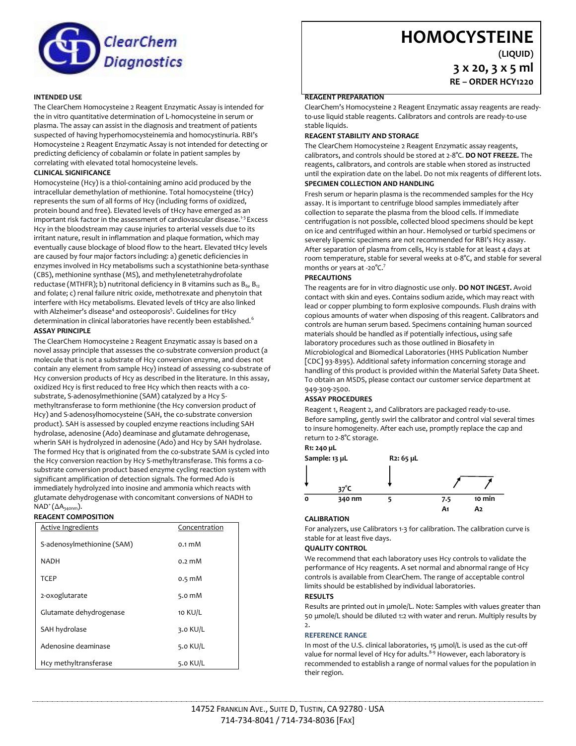ClearChem Diagnostics

# HOMOCYSTEINE

**(LIQUID)**

**3 x 20, 3 x 5 ml**

**RE – ORDER HCY1220**

### INTENDED USE

The ClearChem Homocysteine 2 Reagent Enzymatic Assay is intended for the in vitro quantitative determination of L-homocysteine in serum or plasma. The assay can assist in the diagnosis and treatment of patients suspected of having hyperhomocysteinemia and homocystinuria. RBI's Homocysteine 2 Reagent Enzymatic Assay is not intended for detecting or predicting deficiency of cobalamin or folate in patient samples by correlating with elevated total homocysteine levels.

### CLINICAL SIGNIFICANCE

Homocysteine (Hcy) is a thiol-containing amino acid produced by the intracellular demethylation of methionine. Total homocysteine (tHcy) represents the sum of all forms of Hcy (including forms of oxidized, protein bound and free). Elevated levels of tHcy have emerged as an important risk factor in the assessment of cardiovascular disease.[1-3] Excess Hcy in the bloodstream may cause injuries to arterial vessels due to its irritant nature, result in inflammation and plaque formation, which may eventually cause blockage of blood flow to the heart. Elevated tHcy levels are caused by four major factors including: a) genetic deficiencies in enzymes involved in Hcy metabolisms such a scystathionine beta-synthase (CBS), methionine synthase (MS), and methylenetetrahydrofolate reductase (MTHFR); b) nutritonal deficiency in B vitamins such as $B_6$, $B_{12}$ and folate; c) renal failure nitric oxide, methotrexate and phenytoin that interfere with Hcy metabolisms. Elevated levels of tHcy are also linked with Alzheimer's disease[4] and osteoporosis[5]. Guidelines for tHcy determination in clinical laboratories have recently been established.[6]

### ASSAY PRINCIPLE

The ClearChem Homocysteine 2 Reagent Enzymatic assay is based on a novel assay principle that assesses the co-substrate conversion product (a molecule that is not a substrate of Hcy conversion enzyme, and does not contain any element from sample Hcy) instead of assessing co-substrate of Hcy conversion products of Hcy as described in the literature. In this assay, oxidized Hcy is first reduced to free Hcy which then reacts with a co-substrate, S-adenosylmethionine (SAM) catalyzed by a Hcy S-methyltransferase to form methionine (the Hcy conversion product of Hcy) and S-adenosylhomocysteine (SAH, the co-substrate conversion product). SAH is assessed by coupled enzyme reactions including SAH hydrolase, adenosine (Ado) deaminase and glutamate dehrogenase, wherin SAH is hydrolyzed in adenosine (Ado) and Hcy by SAH hydrolase. The formed Hcy that is originated from the co-substrate SAM is cycled into the Hcy conversion reaction by Hcy S-methyltransferase. This forms a co-substrate conversion product based enzyme cycling reaction system with significant amplification of detection signals. The formed Ado is immediately hydrolyzed into inosine and ammonia which reacts with glutamate dehydrogenase with concomitant conversions of NADH to $NAD^+$ ($\Delta A_{340nm}$).

### REAGENT COMPOSITION

| Active Ingredients | Concentration |
|---|---|
| S-adenosylmethionine (SAM) | 0.1 mM |
| NADH | 0.2 mM |
| TCEP | 0.5 mM |
| 2-oxoglutarate | 5.0 mM |
| Glutamate dehydrogenase | 10 KU/L |
| SAH hydrolase | 3.0 KU/L |
| Adenosine deaminase | 5.0 KU/L |
| Hcy methyltransferase | 5.0 KU/L |

### REAGENT PREPARATION

ClearChem's Homocysteine 2 Reagent Enzymatic assay reagents are ready-to-use liquid stable reagents. Calibrators and controls are ready-to-use stable liquids.

### REAGENT STABILITY AND STORAGE

The ClearChem Homocysteine 2 Reagent Enzymatic assay reagents, calibrators, and controls should be stored at 2-8°C. **DO NOT FREEZE.** The reagents, calibrators, and controls are stable when stored as instructed until the expiration date on the label. Do not mix reagents of different lots.

### SPECIMEN COLLECTION AND HANDLING

Fresh serum or heparin plasma is the recommended samples for the Hcy assay. It is important to centrifuge blood samples immediately after collection to separate the plasma from the blood cells. If immediate centrifugation is not possible, collected blood specimens should be kept on ice and centrifuged within an hour. Hemolysed or turbid specimens or severely lipemic specimens are not recommended for RBI's Hcy assay. After separation of plasma from cells, Hcy is stable for at least 4 days at room temperature, stable for several weeks at 0-8°C, and stable for several months or years at -20°C.[7]

### PRECAUTIONS

The reagents are for in vitro diagnostic use only. **DO NOT INGEST.** Avoid contact with skin and eyes. Contains sodium azide, which may react with lead or copper plumbing to form explosive compounds. Flush drains with copious amounts of water when disposing of this reagent. Calibrators and controls are human serum based. Specimens containing human sourced materials should be handled as if potentially infectious, using safe laboratory procedures such as those outlined in Biosafety in Microbiological and Biomedical Laboratories (HHS Publication Number [CDC] 93-8395). Additional safety information concerning storage and handling of this product is provided within the Material Safety Data Sheet. To obtain an MSDS, please contact our customer service department at 949-309-2500.

### ASSAY PROCEDURES

Reagent 1, Reagent 2, and Calibrators are packaged ready-to-use. Before sampling, gently swirl the calibrator and control vial several times to insure homogeneity. After each use, promptly replace the cap and return to 2-8°C storage.

**R1: 240 µL**

**Sample: 13 µL** — **R2: 65 µL**

37°C

| 0 | 340 nm | 5 | 7.5 | 10 min |
|---|---|---|---|---|
| | | | A1 | A2 |

### CALIBRATION

For analyzers, use Calibrators 1-3 for calibration. The calibration curve is stable for at least five days.

### QUALITY CONTROL

We recommend that each laboratory uses Hcy controls to validate the performance of Hcy reagents. A set normal and abnormal range of Hcy controls is available from ClearChem. The range of acceptable control limits should be established by individual laboratories.

### RESULTS

Results are printed out in µmole/L. Note: Samples with values greater than 50 µmole/L should be diluted 1:2 with water and rerun. Multiply results by 2.

### REFERENCE RANGE

In most of the U.S. clinical laboratories, 15 µmol/L is used as the cut-off value for normal level of Hcy for adults.[8-9] However, each laboratory is recommended to establish a range of normal values for the population in their region.

14752 Franklin Ave., Suite D, Tustin, CA 92780 · USA
714-734-8041 / 714-734-8036 [Fax]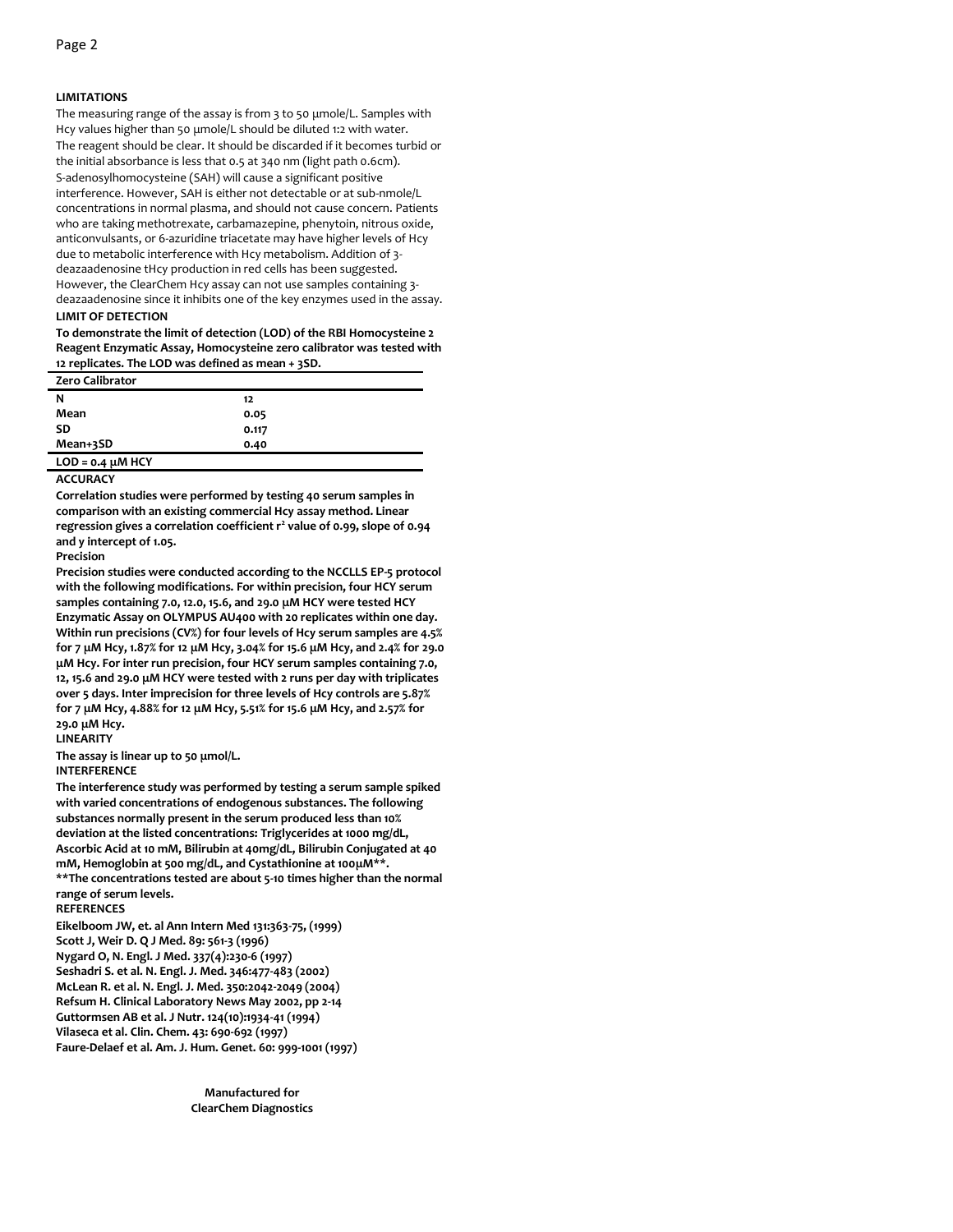**LIMITATIONS**

The measuring range of the assay is from 3 to 50 µmole/L. Samples with Hcy values higher than 50 µmole/L should be diluted 1:2 with water. The reagent should be clear. It should be discarded if it becomes turbid or the initial absorbance is less that 0.5 at 340 nm (light path 0.6cm). S-adenosylhomocysteine (SAH) will cause a significant positive interference. However, SAH is either not detectable or at sub-nmole/L concentrations in normal plasma, and should not cause concern. Patients who are taking methotrexate, carbamazepine, phenytoin, nitrous oxide, anticonvulsants, or 6-azuridine triacetate may have higher levels of Hcy due to metabolic interference with Hcy metabolism. Addition of 3-deazaadenosine tHcy production in red cells has been suggested. However, the ClearChem Hcy assay can not use samples containing 3-deazaadenosine since it inhibits one of the key enzymes used in the assay.

**LIMIT OF DETECTION**

**To demonstrate the limit of detection (LOD) of the RBI Homocysteine 2 Reagent Enzymatic Assay, Homocysteine zero calibrator was tested with 12 replicates. The LOD was defined as mean + 3SD.**

| Zero Calibrator | |
|---|---|
| N | 12 |
| Mean | 0.05 |
| SD | 0.117 |
| Mean+3SD | 0.40 |
| LOD = 0.4 µM HCY | |

**ACCURACY**

**Correlation studies were performed by testing 40 serum samples in comparison with an existing commercial Hcy assay method. Linear regression gives a correlation coefficient $r^2$ value of 0.99, slope of 0.94 and y intercept of 1.05.**

**Precision**

**Precision studies were conducted according to the NCCLLS EP-5 protocol with the following modifications. For within precision, four HCY serum samples containing 7.0, 12.0, 15.6, and 29.0 µM HCY were tested HCY Enzymatic Assay on OLYMPUS AU400 with 20 replicates within one day. Within run precisions (CV%) for four levels of Hcy serum samples are 4.5% for 7 µM Hcy, 1.87% for 12 µM Hcy, 3.04% for 15.6 µM Hcy, and 2.4% for 29.0 µM Hcy. For inter run precision, four HCY serum samples containing 7.0, 12, 15.6 and 29.0 µM HCY were tested with 2 runs per day with triplicates over 5 days. Inter imprecision for three levels of Hcy controls are 5.87% for 7 µM Hcy, 4.88% for 12 µM Hcy, 5.51% for 15.6 µM Hcy, and 2.57% for 29.0 µM Hcy.**

**LINEARITY**

**The assay is linear up to 50 µmol/L.**

**INTERFERENCE**

**The interference study was performed by testing a serum sample spiked with varied concentrations of endogenous substances. The following substances normally present in the serum produced less than 10% deviation at the listed concentrations: Triglycerides at 1000 mg/dL, Ascorbic Acid at 10 mM, Bilirubin at 40mg/dL, Bilirubin Conjugated at 40 mM, Hemoglobin at 500 mg/dL, and Cystathionine at 100µM\*\*.**

**\*\*The concentrations tested are about 5-10 times higher than the normal range of serum levels.**

**REFERENCES**

**Eikelboom JW, et. al Ann Intern Med 131:363-75, (1999)**
**Scott J, Weir D. Q J Med. 89: 561-3 (1996)**
**Nygard O, N. Engl. J Med. 337(4):230-6 (1997)**
**Seshadri S. et al. N. Engl. J. Med. 346:477-483 (2002)**
**McLean R. et al. N. Engl. J. Med. 350:2042-2049 (2004)**
**Refsum H. Clinical Laboratory News May 2002, pp 2-14**
**Guttormsen AB et al. J Nutr. 124(10):1934-41 (1994)**
**Vilaseca et al. Clin. Chem. 43: 690-692 (1997)**
**Faure-Delaef et al. Am. J. Hum. Genet. 60: 999-1001 (1997)**

**Manufactured for**
**ClearChem Diagnostics**